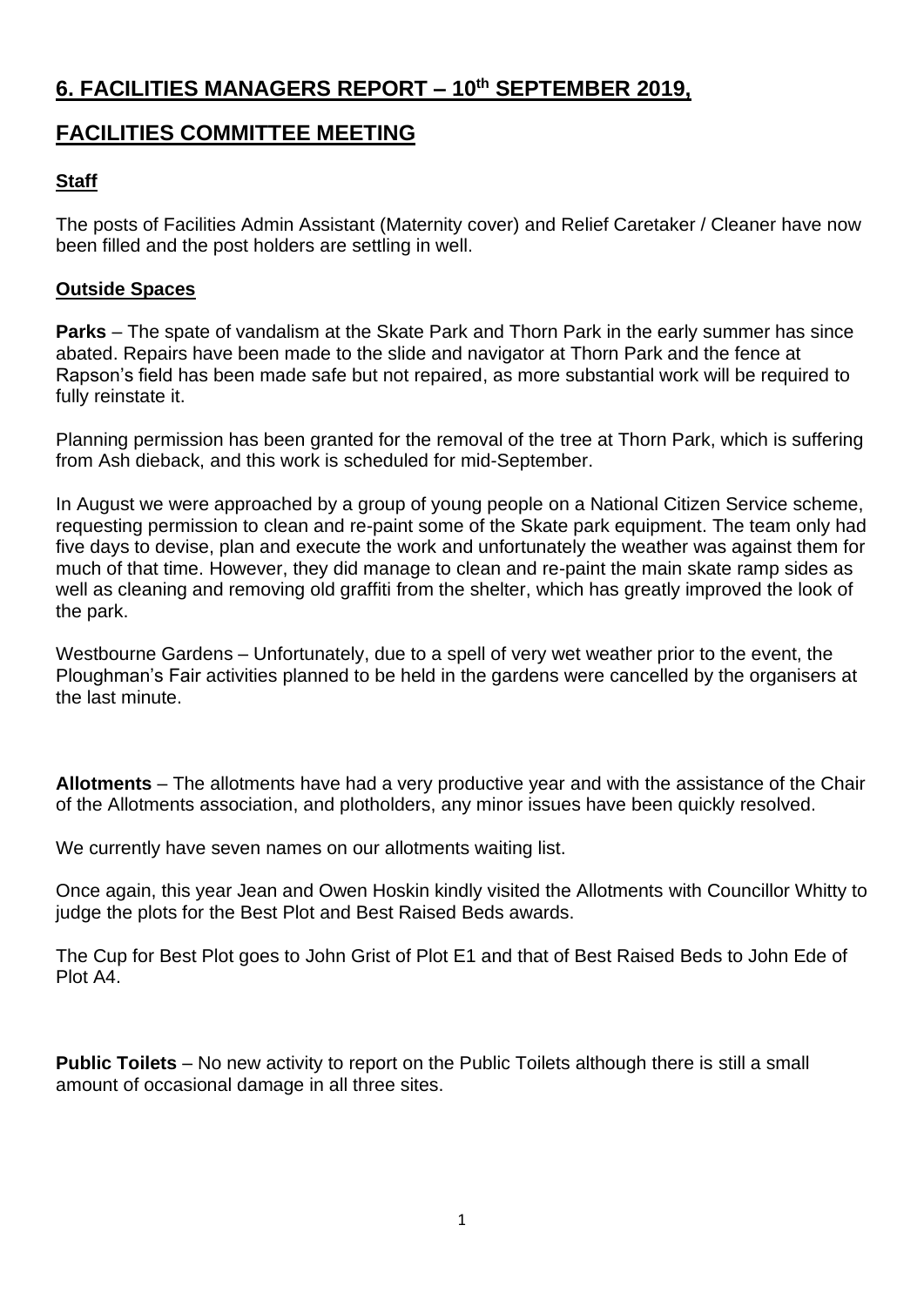# 6. FACILITIES MANAGERS REPORT – 10th SEPTEMBER 2019,

# FACILITIES COMMITTEE MEETING

## Staff

The posts of Facilities Admin Assistant (Maternity cover) and Relief Caretaker / Cleaner have now been filled and the post holders are settling in well.

## Outside Spaces

**Parks** – The spate of vandalism at the Skate Park and Thorn Park in the early summer has since abated. Repairs have been made to the slide and navigator at Thorn Park and the fence at Rapson's field has been made safe but not repaired, as more substantial work will be required to fully reinstate it.

Planning permission has been granted for the removal of the tree at Thorn Park, which is suffering from Ash dieback, and this work is scheduled for mid-September.

In August we were approached by a group of young people on a National Citizen Service scheme, requesting permission to clean and re-paint some of the Skate park equipment. The team only had five days to devise, plan and execute the work and unfortunately the weather was against them for much of that time. However, they did manage to clean and re-paint the main skate ramp sides as well as cleaning and removing old graffiti from the shelter, which has greatly improved the look of the park.

Westbourne Gardens – Unfortunately, due to a spell of very wet weather prior to the event, the Ploughman's Fair activities planned to be held in the gardens were cancelled by the organisers at the last minute.

**Allotments** – The allotments have had a very productive year and with the assistance of the Chair of the Allotments association, and plotholders, any minor issues have been quickly resolved.

We currently have seven names on our allotments waiting list.

Once again, this year Jean and Owen Hoskin kindly visited the Allotments with Councillor Whitty to judge the plots for the Best Plot and Best Raised Beds awards.

The Cup for Best Plot goes to John Grist of Plot E1 and that of Best Raised Beds to John Ede of Plot A4.

**Public Toilets** – No new activity to report on the Public Toilets although there is still a small amount of occasional damage in all three sites.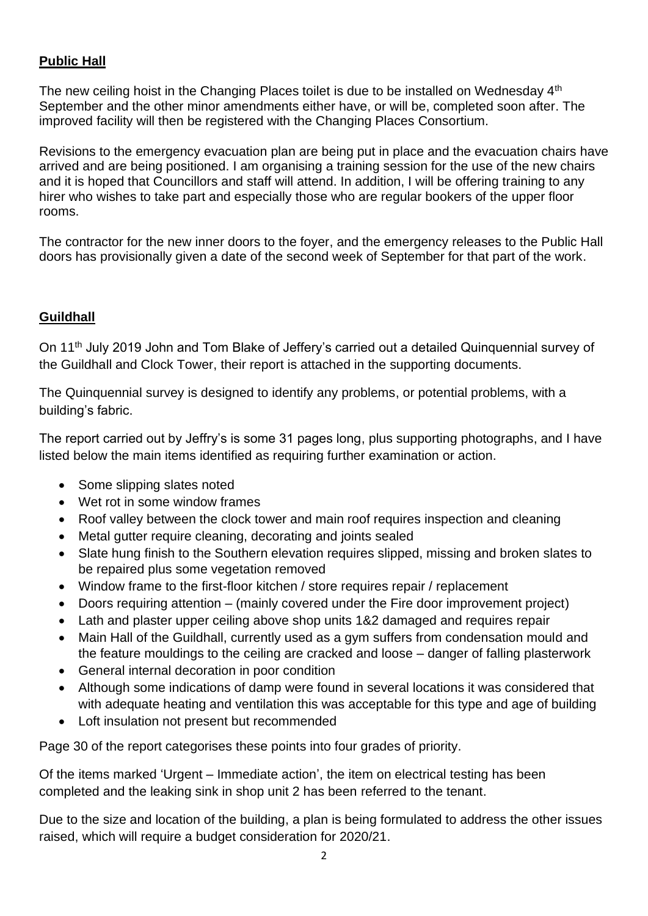**Public Hall**

The new ceiling hoist in the Changing Places toilet is due to be installed on Wednesday 4th September and the other minor amendments either have, or will be, completed soon after. The improved facility will then be registered with the Changing Places Consortium.

Revisions to the emergency evacuation plan are being put in place and the evacuation chairs have arrived and are being positioned. I am organising a training session for the use of the new chairs and it is hoped that Councillors and staff will attend. In addition, I will be offering training to any hirer who wishes to take part and especially those who are regular bookers of the upper floor rooms.

The contractor for the new inner doors to the foyer, and the emergency releases to the Public Hall doors has provisionally given a date of the second week of September for that part of the work.

**Guildhall**

On 11th July 2019 John and Tom Blake of Jeffery's carried out a detailed Quinquennial survey of the Guildhall and Clock Tower, their report is attached in the supporting documents.

The Quinquennial survey is designed to identify any problems, or potential problems, with a building's fabric.

The report carried out by Jeffry's is some 31 pages long, plus supporting photographs, and I have listed below the main items identified as requiring further examination or action.

- Some slipping slates noted
- Wet rot in some window frames
- Roof valley between the clock tower and main roof requires inspection and cleaning
- Metal gutter require cleaning, decorating and joints sealed
- Slate hung finish to the Southern elevation requires slipped, missing and broken slates to be repaired plus some vegetation removed
- Window frame to the first-floor kitchen / store requires repair / replacement
- Doors requiring attention – (mainly covered under the Fire door improvement project)
- Lath and plaster upper ceiling above shop units 1&2 damaged and requires repair
- Main Hall of the Guildhall, currently used as a gym suffers from condensation mould and the feature mouldings to the ceiling are cracked and loose – danger of falling plasterwork
- General internal decoration in poor condition
- Although some indications of damp were found in several locations it was considered that with adequate heating and ventilation this was acceptable for this type and age of building
- Loft insulation not present but recommended

Page 30 of the report categorises these points into four grades of priority.

Of the items marked 'Urgent – Immediate action', the item on electrical testing has been completed and the leaking sink in shop unit 2 has been referred to the tenant.

Due to the size and location of the building, a plan is being formulated to address the other issues raised, which will require a budget consideration for 2020/21.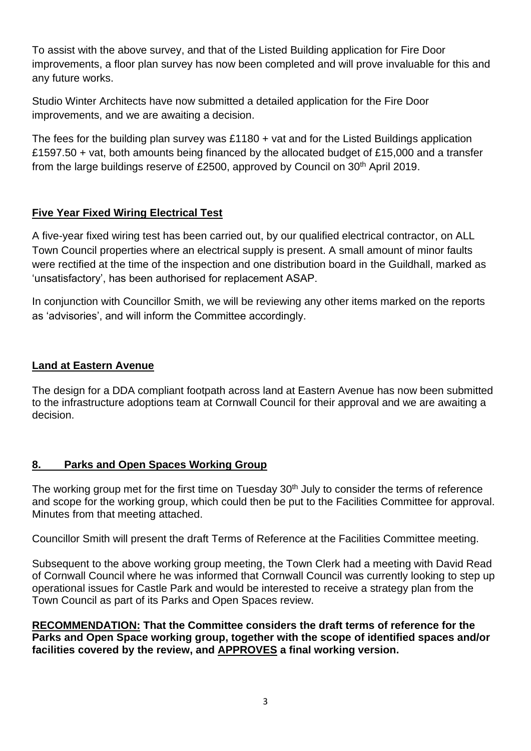To assist with the above survey, and that of the Listed Building application for Fire Door improvements, a floor plan survey has now been completed and will prove invaluable for this and any future works.

Studio Winter Architects have now submitted a detailed application for the Fire Door improvements, and we are awaiting a decision.

The fees for the building plan survey was £1180 + vat and for the Listed Buildings application £1597.50 + vat, both amounts being financed by the allocated budget of £15,000 and a transfer from the large buildings reserve of £2500, approved by Council on 30th April 2019.

**Five Year Fixed Wiring Electrical Test**

A five-year fixed wiring test has been carried out, by our qualified electrical contractor, on ALL Town Council properties where an electrical supply is present. A small amount of minor faults were rectified at the time of the inspection and one distribution board in the Guildhall, marked as 'unsatisfactory', has been authorised for replacement ASAP.

In conjunction with Councillor Smith, we will be reviewing any other items marked on the reports as 'advisories', and will inform the Committee accordingly.

**Land at Eastern Avenue**

The design for a DDA compliant footpath across land at Eastern Avenue has now been submitted to the infrastructure adoptions team at Cornwall Council for their approval and we are awaiting a decision.

## 8. Parks and Open Spaces Working Group

The working group met for the first time on Tuesday 30th July to consider the terms of reference and scope for the working group, which could then be put to the Facilities Committee for approval. Minutes from that meeting attached.

Councillor Smith will present the draft Terms of Reference at the Facilities Committee meeting.

Subsequent to the above working group meeting, the Town Clerk had a meeting with David Read of Cornwall Council where he was informed that Cornwall Council was currently looking to step up operational issues for Castle Park and would be interested to receive a strategy plan from the Town Council as part of its Parks and Open Spaces review.

**RECOMMENDATION: That the Committee considers the draft terms of reference for the Parks and Open Space working group, together with the scope of identified spaces and/or facilities covered by the review, and APPROVES a final working version.**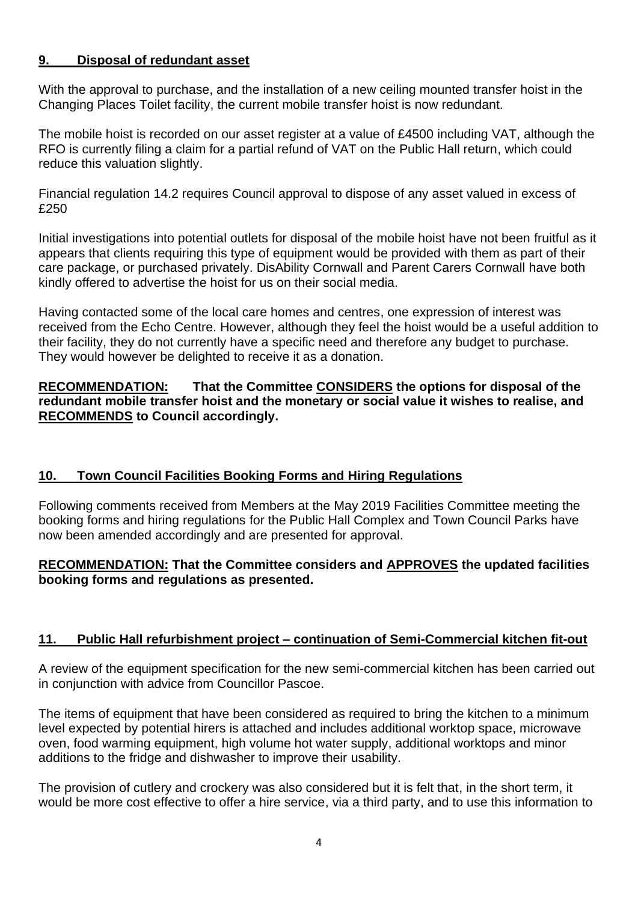## 9. Disposal of redundant asset

With the approval to purchase, and the installation of a new ceiling mounted transfer hoist in the Changing Places Toilet facility, the current mobile transfer hoist is now redundant.

The mobile hoist is recorded on our asset register at a value of £4500 including VAT, although the RFO is currently filing a claim for a partial refund of VAT on the Public Hall return, which could reduce this valuation slightly.

Financial regulation 14.2 requires Council approval to dispose of any asset valued in excess of £250

Initial investigations into potential outlets for disposal of the mobile hoist have not been fruitful as it appears that clients requiring this type of equipment would be provided with them as part of their care package, or purchased privately. DisAbility Cornwall and Parent Carers Cornwall have both kindly offered to advertise the hoist for us on their social media.

Having contacted some of the local care homes and centres, one expression of interest was received from the Echo Centre. However, although they feel the hoist would be a useful addition to their facility, they do not currently have a specific need and therefore any budget to purchase. They would however be delighted to receive it as a donation.

**RECOMMENDATION: That the Committee CONSIDERS the options for disposal of the redundant mobile transfer hoist and the monetary or social value it wishes to realise, and RECOMMENDS to Council accordingly.**

## 10. Town Council Facilities Booking Forms and Hiring Regulations

Following comments received from Members at the May 2019 Facilities Committee meeting the booking forms and hiring regulations for the Public Hall Complex and Town Council Parks have now been amended accordingly and are presented for approval.

**RECOMMENDATION: That the Committee considers and APPROVES the updated facilities booking forms and regulations as presented.**

## 11. Public Hall refurbishment project – continuation of Semi-Commercial kitchen fit-out

A review of the equipment specification for the new semi-commercial kitchen has been carried out in conjunction with advice from Councillor Pascoe.

The items of equipment that have been considered as required to bring the kitchen to a minimum level expected by potential hirers is attached and includes additional worktop space, microwave oven, food warming equipment, high volume hot water supply, additional worktops and minor additions to the fridge and dishwasher to improve their usability.

The provision of cutlery and crockery was also considered but it is felt that, in the short term, it would be more cost effective to offer a hire service, via a third party, and to use this information to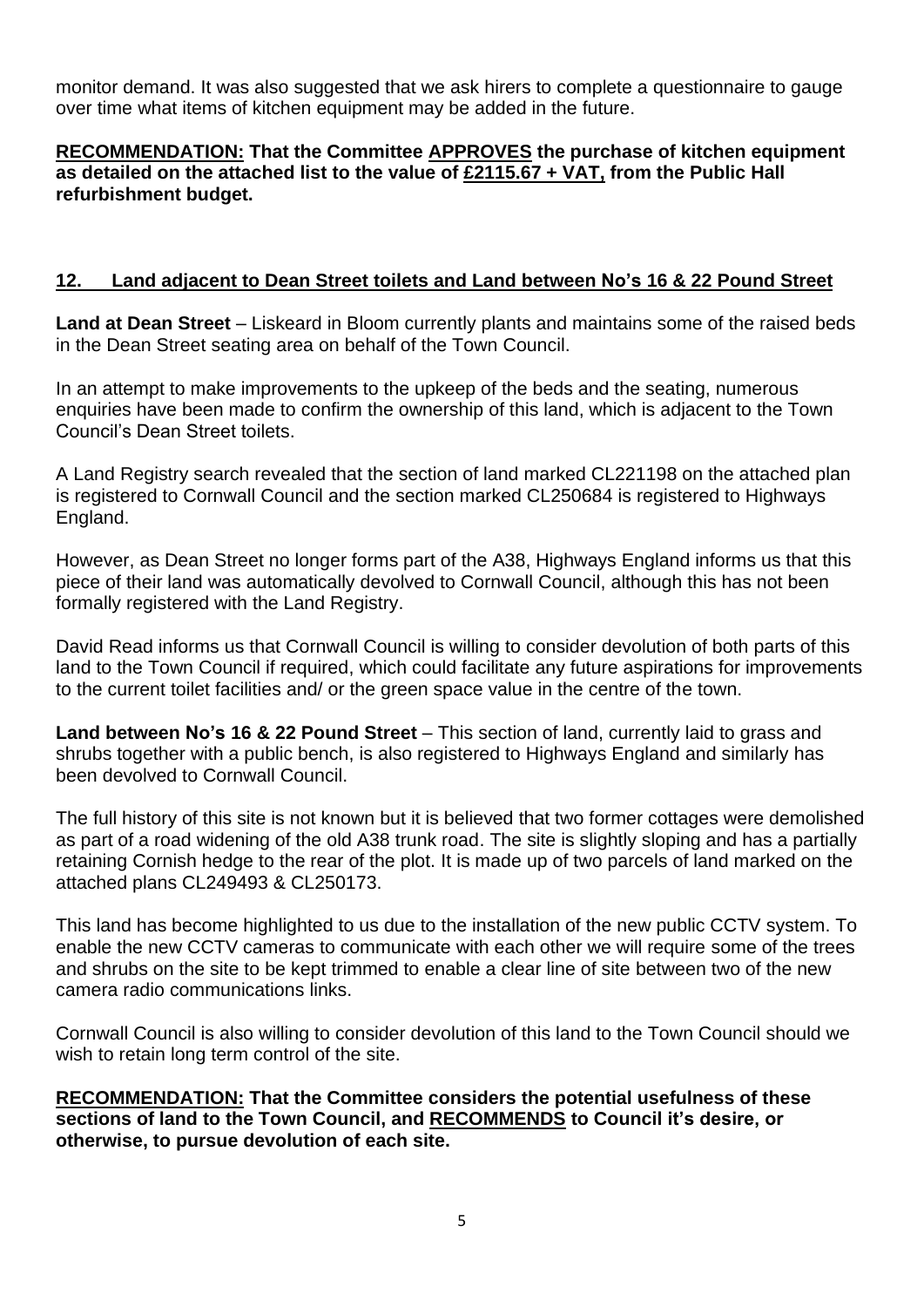monitor demand. It was also suggested that we ask hirers to complete a questionnaire to gauge over time what items of kitchen equipment may be added in the future.

**RECOMMENDATION: That the Committee APPROVES the purchase of kitchen equipment as detailed on the attached list to the value of £2115.67 + VAT, from the Public Hall refurbishment budget.**

## 12. Land adjacent to Dean Street toilets and Land between No's 16 & 22 Pound Street

**Land at Dean Street** – Liskeard in Bloom currently plants and maintains some of the raised beds in the Dean Street seating area on behalf of the Town Council.

In an attempt to make improvements to the upkeep of the beds and the seating, numerous enquiries have been made to confirm the ownership of this land, which is adjacent to the Town Council's Dean Street toilets.

A Land Registry search revealed that the section of land marked CL221198 on the attached plan is registered to Cornwall Council and the section marked CL250684 is registered to Highways England.

However, as Dean Street no longer forms part of the A38, Highways England informs us that this piece of their land was automatically devolved to Cornwall Council, although this has not been formally registered with the Land Registry.

David Read informs us that Cornwall Council is willing to consider devolution of both parts of this land to the Town Council if required, which could facilitate any future aspirations for improvements to the current toilet facilities and/ or the green space value in the centre of the town.

**Land between No's 16 & 22 Pound Street** – This section of land, currently laid to grass and shrubs together with a public bench, is also registered to Highways England and similarly has been devolved to Cornwall Council.

The full history of this site is not known but it is believed that two former cottages were demolished as part of a road widening of the old A38 trunk road. The site is slightly sloping and has a partially retaining Cornish hedge to the rear of the plot. It is made up of two parcels of land marked on the attached plans CL249493 & CL250173.

This land has become highlighted to us due to the installation of the new public CCTV system. To enable the new CCTV cameras to communicate with each other we will require some of the trees and shrubs on the site to be kept trimmed to enable a clear line of site between two of the new camera radio communications links.

Cornwall Council is also willing to consider devolution of this land to the Town Council should we wish to retain long term control of the site.

**RECOMMENDATION: That the Committee considers the potential usefulness of these sections of land to the Town Council, and RECOMMENDS to Council it's desire, or otherwise, to pursue devolution of each site.**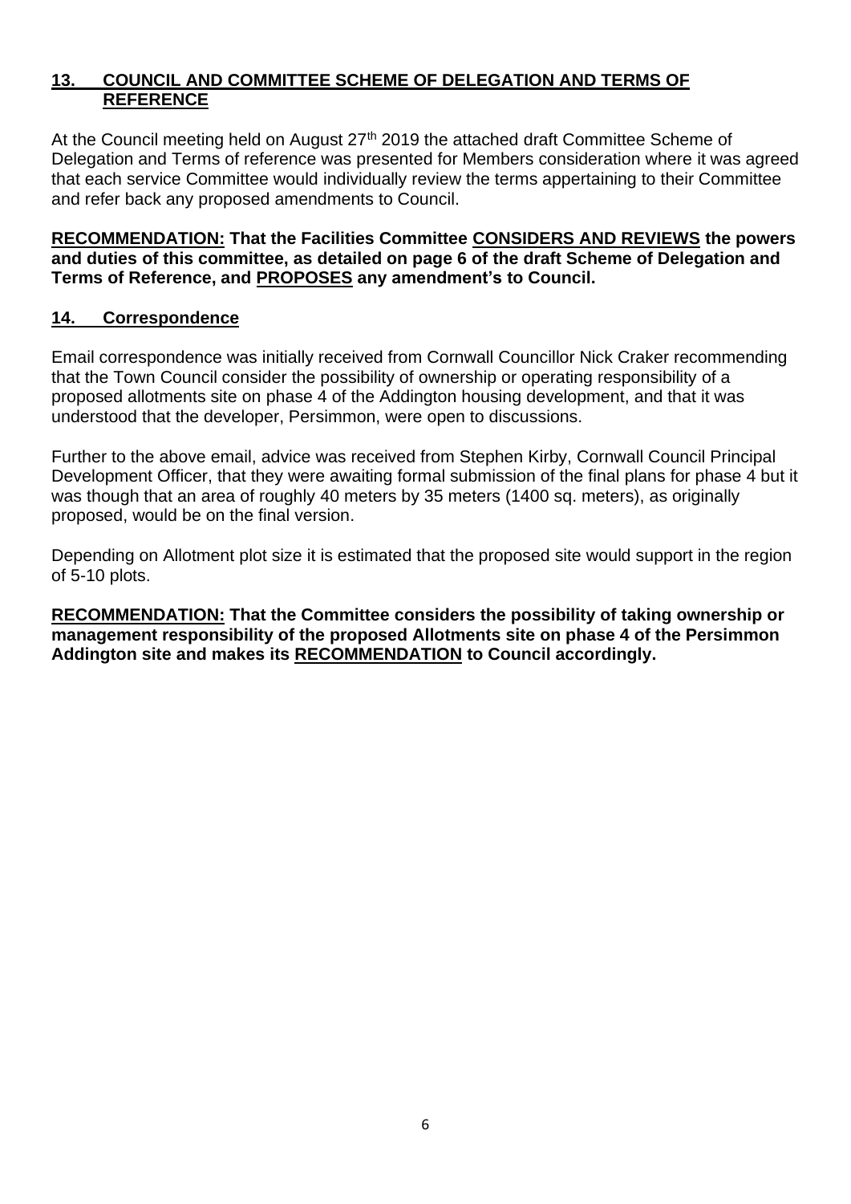## 13. COUNCIL AND COMMITTEE SCHEME OF DELEGATION AND TERMS OF REFERENCE

At the Council meeting held on August 27th 2019 the attached draft Committee Scheme of Delegation and Terms of reference was presented for Members consideration where it was agreed that each service Committee would individually review the terms appertaining to their Committee and refer back any proposed amendments to Council.

**RECOMMENDATION: That the Facilities Committee CONSIDERS AND REVIEWS the powers and duties of this committee, as detailed on page 6 of the draft Scheme of Delegation and Terms of Reference, and PROPOSES any amendment's to Council.**

## 14. Correspondence

Email correspondence was initially received from Cornwall Councillor Nick Craker recommending that the Town Council consider the possibility of ownership or operating responsibility of a proposed allotments site on phase 4 of the Addington housing development, and that it was understood that the developer, Persimmon, were open to discussions.

Further to the above email, advice was received from Stephen Kirby, Cornwall Council Principal Development Officer, that they were awaiting formal submission of the final plans for phase 4 but it was though that an area of roughly 40 meters by 35 meters (1400 sq. meters), as originally proposed, would be on the final version.

Depending on Allotment plot size it is estimated that the proposed site would support in the region of 5-10 plots.

**RECOMMENDATION: That the Committee considers the possibility of taking ownership or management responsibility of the proposed Allotments site on phase 4 of the Persimmon Addington site and makes its RECOMMENDATION to Council accordingly.**